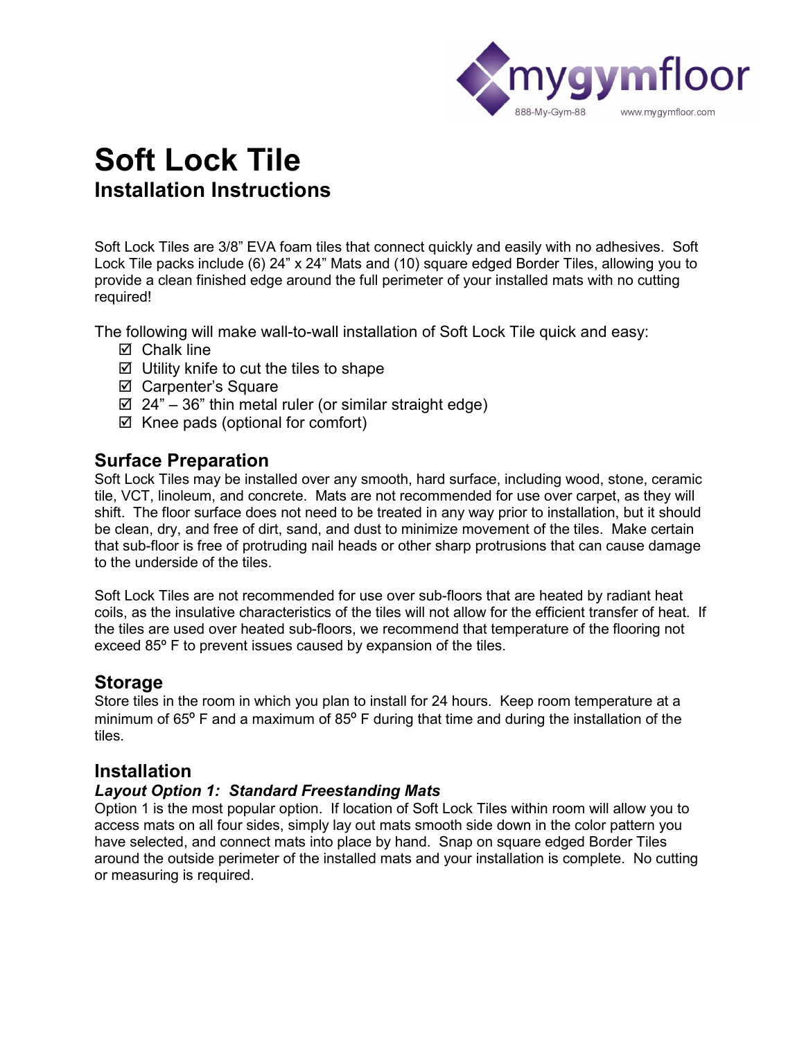# Soft Lock Tile

## Installation Instructions

Soft Lock Tiles are 3/8" EVA foam tiles that connect quickly and easily with no adhesives. Soft Lock Tile packs include (6) 24" x 24" Mats and (10) square edged Border Tiles, allowing you to provide a clean finished edge around the full perimeter of your installed mats with no cutting required!

The following will make wall-to-wall installation of Soft Lock Tile quick and easy:

- ☑ Chalk line
- ☑ Utility knife to cut the tiles to shape
- ☑ Carpenter's Square
- ☑ 24" – 36" thin metal ruler (or similar straight edge)
- ☑ Knee pads (optional for comfort)

## Surface Preparation

Soft Lock Tiles may be installed over any smooth, hard surface, including wood, stone, ceramic tile, VCT, linoleum, and concrete. Mats are not recommended for use over carpet, as they will shift. The floor surface does not need to be treated in any way prior to installation, but it should be clean, dry, and free of dirt, sand, and dust to minimize movement of the tiles. Make certain that sub-floor is free of protruding nail heads or other sharp protrusions that can cause damage to the underside of the tiles.

Soft Lock Tiles are not recommended for use over sub-floors that are heated by radiant heat coils, as the insulative characteristics of the tiles will not allow for the efficient transfer of heat. If the tiles are used over heated sub-floors, we recommend that temperature of the flooring not exceed 85º F to prevent issues caused by expansion of the tiles.

## Storage

Store tiles in the room in which you plan to install for 24 hours. Keep room temperature at a minimum of 65º F and a maximum of 85º F during that time and during the installation of the tiles.

## Installation

### *Layout Option 1: Standard Freestanding Mats*

Option 1 is the most popular option. If location of Soft Lock Tiles within room will allow you to access mats on all four sides, simply lay out mats smooth side down in the color pattern you have selected, and connect mats into place by hand. Snap on square edged Border Tiles around the outside perimeter of the installed mats and your installation is complete. No cutting or measuring is required.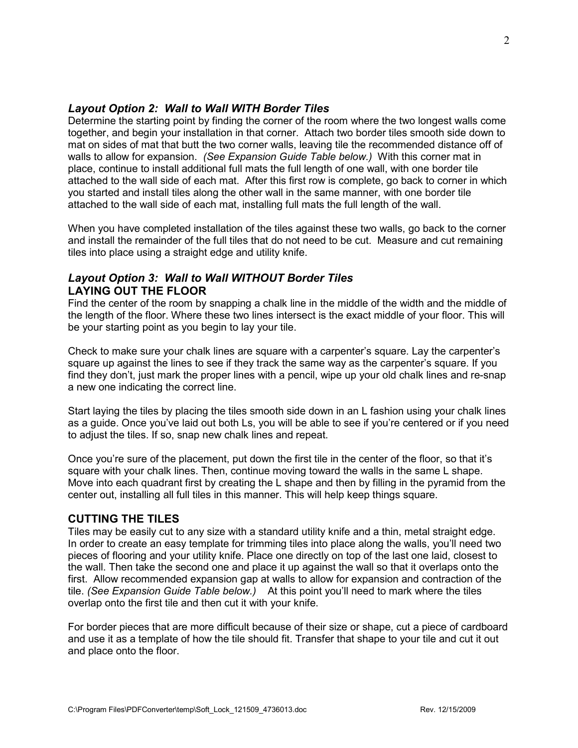### *Layout Option 2: Wall to Wall WITH Border Tiles*

Determine the starting point by finding the corner of the room where the two longest walls come together, and begin your installation in that corner. Attach two border tiles smooth side down to mat on sides of mat that butt the two corner walls, leaving tile the recommended distance off of walls to allow for expansion. *(See Expansion Guide Table below.)* With this corner mat in place, continue to install additional full mats the full length of one wall, with one border tile attached to the wall side of each mat. After this first row is complete, go back to corner in which you started and install tiles along the other wall in the same manner, with one border tile attached to the wall side of each mat, installing full mats the full length of the wall.

When you have completed installation of the tiles against these two walls, go back to the corner and install the remainder of the full tiles that do not need to be cut. Measure and cut remaining tiles into place using a straight edge and utility knife.

### *Layout Option 3: Wall to Wall WITHOUT Border Tiles*

### LAYING OUT THE FLOOR

Find the center of the room by snapping a chalk line in the middle of the width and the middle of the length of the floor. Where these two lines intersect is the exact middle of your floor. This will be your starting point as you begin to lay your tile.

Check to make sure your chalk lines are square with a carpenter's square. Lay the carpenter's square up against the lines to see if they track the same way as the carpenter's square. If you find they don't, just mark the proper lines with a pencil, wipe up your old chalk lines and re-snap a new one indicating the correct line.

Start laying the tiles by placing the tiles smooth side down in an L fashion using your chalk lines as a guide. Once you've laid out both Ls, you will be able to see if you're centered or if you need to adjust the tiles. If so, snap new chalk lines and repeat.

Once you're sure of the placement, put down the first tile in the center of the floor, so that it's square with your chalk lines. Then, continue moving toward the walls in the same L shape. Move into each quadrant first by creating the L shape and then by filling in the pyramid from the center out, installing all full tiles in this manner. This will help keep things square.

### CUTTING THE TILES

Tiles may be easily cut to any size with a standard utility knife and a thin, metal straight edge. In order to create an easy template for trimming tiles into place along the walls, you'll need two pieces of flooring and your utility knife. Place one directly on top of the last one laid, closest to the wall. Then take the second one and place it up against the wall so that it overlaps onto the first. Allow recommended expansion gap at walls to allow for expansion and contraction of the tile. *(See Expansion Guide Table below.)* At this point you'll need to mark where the tiles overlap onto the first tile and then cut it with your knife.

For border pieces that are more difficult because of their size or shape, cut a piece of cardboard and use it as a template of how the tile should fit. Transfer that shape to your tile and cut it out and place onto the floor.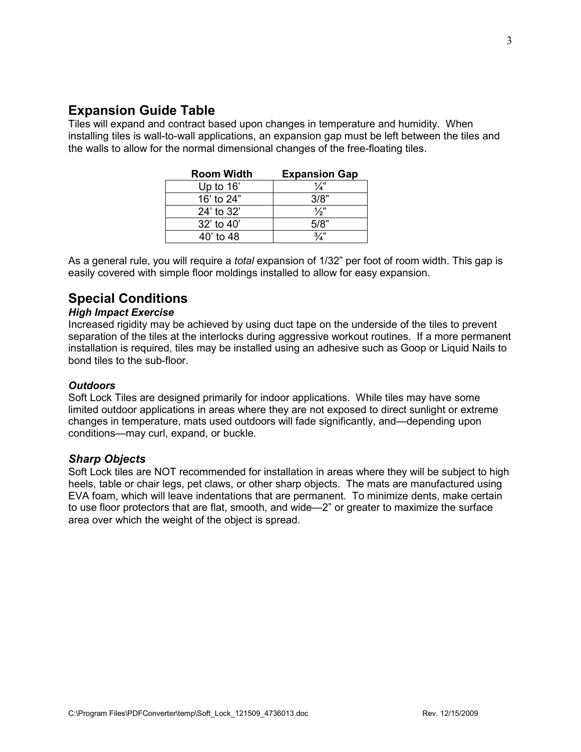## Expansion Guide Table

Tiles will expand and contract based upon changes in temperature and humidity. When installing tiles is wall-to-wall applications, an expansion gap must be left between the tiles and the walls to allow for the normal dimensional changes of the free-floating tiles.

| Room Width | Expansion Gap |
|---|---|
| Up to 16' | ¼" |
| 16' to 24" | 3/8" |
| 24' to 32' | ½" |
| 32' to 40' | 5/8" |
| 40' to 48 | ¾" |

As a general rule, you will require a *total* expansion of 1/32" per foot of room width. This gap is easily covered with simple floor moldings installed to allow for easy expansion.

## Special Conditions

### *High Impact Exercise*

Increased rigidity may be achieved by using duct tape on the underside of the tiles to prevent separation of the tiles at the interlocks during aggressive workout routines. If a more permanent installation is required, tiles may be installed using an adhesive such as Goop or Liquid Nails to bond tiles to the sub-floor.

### *Outdoors*

Soft Lock Tiles are designed primarily for indoor applications. While tiles may have some limited outdoor applications in areas where they are not exposed to direct sunlight or extreme changes in temperature, mats used outdoors will fade significantly, and—depending upon conditions—may curl, expand, or buckle.

### *Sharp Objects*

Soft Lock tiles are NOT recommended for installation in areas where they will be subject to high heels, table or chair legs, pet claws, or other sharp objects. The mats are manufactured using EVA foam, which will leave indentations that are permanent. To minimize dents, make certain to use floor protectors that are flat, smooth, and wide—2" or greater to maximize the surface area over which the weight of the object is spread.